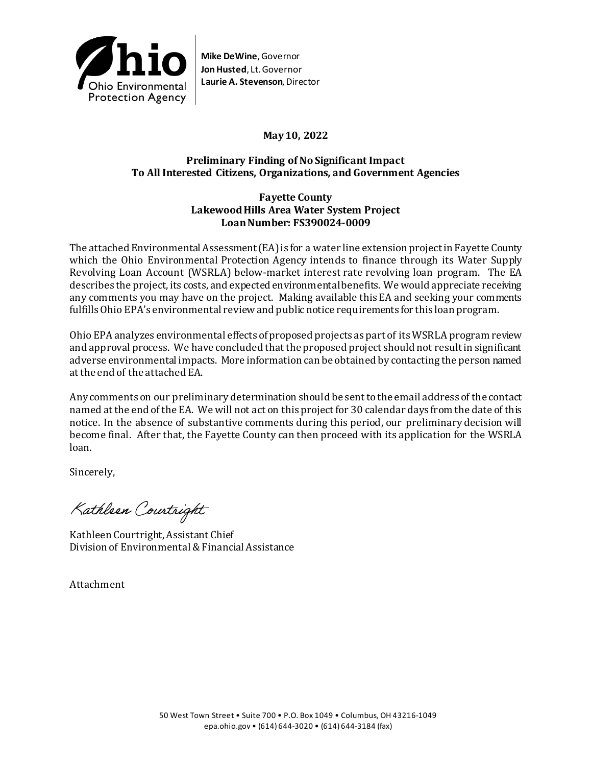Ohio Environmental Protection Agency

**Mike DeWine**, Governor
**Jon Husted**, Lt. Governor
**Laurie A. Stevenson**, Director

**May 10, 2022**

**Preliminary Finding of No Significant Impact**
**To All Interested Citizens, Organizations, and Government Agencies**

**Fayette County**
**Lakewood Hills Area Water System Project**
**Loan Number: FS390024-0009**

The attached Environmental Assessment (EA) is for a water line extension project in Fayette County which the Ohio Environmental Protection Agency intends to finance through its Water Supply Revolving Loan Account (WSRLA) below-market interest rate revolving loan program. The EA describes the project, its costs, and expected environmental benefits. We would appreciate receiving any comments you may have on the project. Making available this EA and seeking your comments fulfills Ohio EPA's environmental review and public notice requirements for this loan program.

Ohio EPA analyzes environmental effects of proposed projects as part of its WSRLA program review and approval process. We have concluded that the proposed project should not result in significant adverse environmental impacts. More information can be obtained by contacting the person named at the end of the attached EA.

Any comments on our preliminary determination should be sent to the email address of the contact named at the end of the EA. We will not act on this project for 30 calendar days from the date of this notice. In the absence of substantive comments during this period, our preliminary decision will become final. After that, the Fayette County can then proceed with its application for the WSRLA loan.

Sincerely,

Kathleen Courtright

Kathleen Courtright, Assistant Chief
Division of Environmental & Financial Assistance

Attachment

50 West Town Street • Suite 700 • P.O. Box 1049 • Columbus, OH 43216-1049
epa.ohio.gov • (614) 644-3020 • (614) 644-3184 (fax)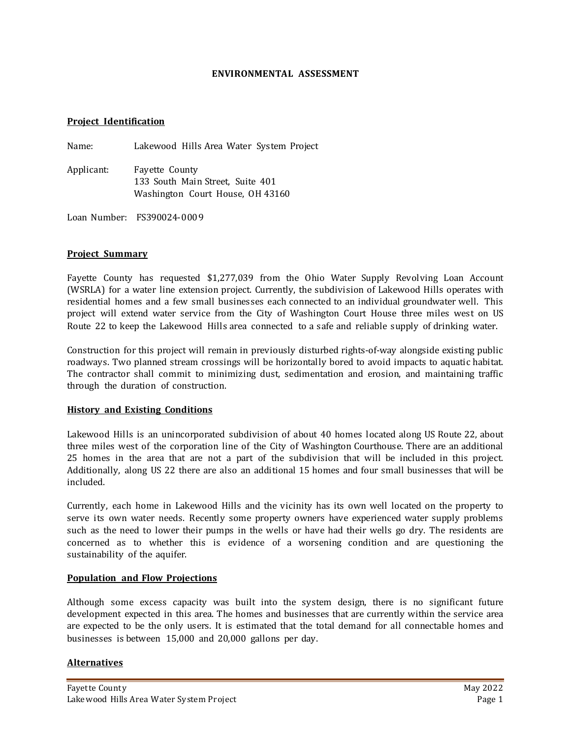# ENVIRONMENTAL ASSESSMENT

## Project Identification

Name: Lakewood Hills Area Water System Project

Applicant: Fayette County
133 South Main Street, Suite 401
Washington Court House, OH 43160

Loan Number: FS390024-0009

## Project Summary

Fayette County has requested $1,277,039 from the Ohio Water Supply Revolving Loan Account (WSRLA) for a water line extension project. Currently, the subdivision of Lakewood Hills operates with residential homes and a few small businesses each connected to an individual groundwater well. This project will extend water service from the City of Washington Court House three miles west on US Route 22 to keep the Lakewood Hills area connected to a safe and reliable supply of drinking water.

Construction for this project will remain in previously disturbed rights-of-way alongside existing public roadways. Two planned stream crossings will be horizontally bored to avoid impacts to aquatic habitat. The contractor shall commit to minimizing dust, sedimentation and erosion, and maintaining traffic through the duration of construction.

## History and Existing Conditions

Lakewood Hills is an unincorporated subdivision of about 40 homes located along US Route 22, about three miles west of the corporation line of the City of Washington Courthouse. There are an additional 25 homes in the area that are not a part of the subdivision that will be included in this project. Additionally, along US 22 there are also an additional 15 homes and four small businesses that will be included.

Currently, each home in Lakewood Hills and the vicinity has its own well located on the property to serve its own water needs. Recently some property owners have experienced water supply problems such as the need to lower their pumps in the wells or have had their wells go dry. The residents are concerned as to whether this is evidence of a worsening condition and are questioning the sustainability of the aquifer.

## Population and Flow Projections

Although some excess capacity was built into the system design, there is no significant future development expected in this area. The homes and businesses that are currently within the service area are expected to be the only users. It is estimated that the total demand for all connectable homes and businesses is between 15,000 and 20,000 gallons per day.

## Alternatives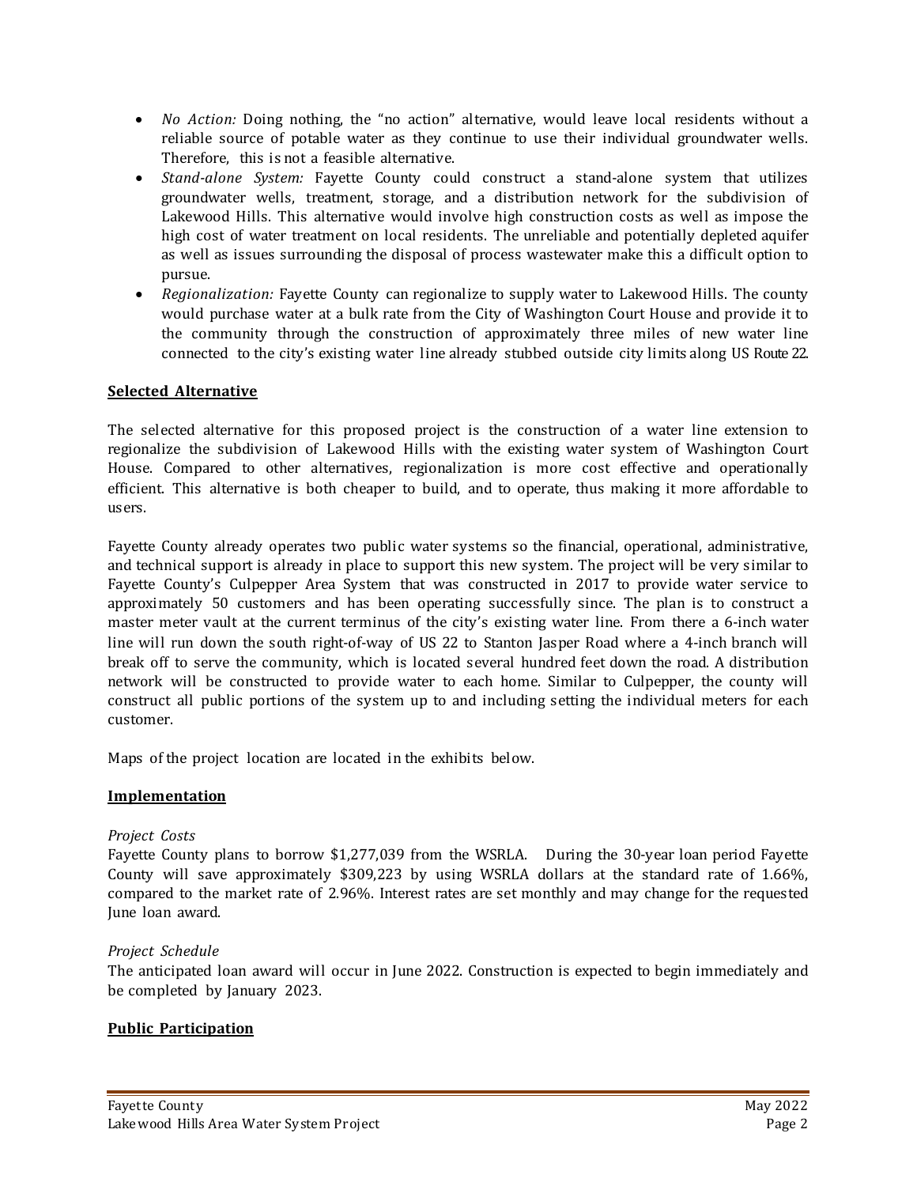- *No Action:* Doing nothing, the "no action" alternative, would leave local residents without a reliable source of potable water as they continue to use their individual groundwater wells. Therefore, this is not a feasible alternative.
- *Stand-alone System:* Fayette County could construct a stand-alone system that utilizes groundwater wells, treatment, storage, and a distribution network for the subdivision of Lakewood Hills. This alternative would involve high construction costs as well as impose the high cost of water treatment on local residents. The unreliable and potentially depleted aquifer as well as issues surrounding the disposal of process wastewater make this a difficult option to pursue.
- *Regionalization:* Fayette County can regionalize to supply water to Lakewood Hills. The county would purchase water at a bulk rate from the City of Washington Court House and provide it to the community through the construction of approximately three miles of new water line connected to the city's existing water line already stubbed outside city limits along US Route 22.

## Selected Alternative

The selected alternative for this proposed project is the construction of a water line extension to regionalize the subdivision of Lakewood Hills with the existing water system of Washington Court House. Compared to other alternatives, regionalization is more cost effective and operationally efficient. This alternative is both cheaper to build, and to operate, thus making it more affordable to users.

Fayette County already operates two public water systems so the financial, operational, administrative, and technical support is already in place to support this new system. The project will be very similar to Fayette County's Culpepper Area System that was constructed in 2017 to provide water service to approximately 50 customers and has been operating successfully since. The plan is to construct a master meter vault at the current terminus of the city's existing water line. From there a 6-inch water line will run down the south right-of-way of US 22 to Stanton Jasper Road where a 4-inch branch will break off to serve the community, which is located several hundred feet down the road. A distribution network will be constructed to provide water to each home. Similar to Culpepper, the county will construct all public portions of the system up to and including setting the individual meters for each customer.

Maps of the project location are located in the exhibits below.

## Implementation

*Project Costs*

Fayette County plans to borrow $1,277,039 from the WSRLA. During the 30-year loan period Fayette County will save approximately $309,223 by using WSRLA dollars at the standard rate of 1.66%, compared to the market rate of 2.96%. Interest rates are set monthly and may change for the requested June loan award.

*Project Schedule*

The anticipated loan award will occur in June 2022. Construction is expected to begin immediately and be completed by January 2023.

## Public Participation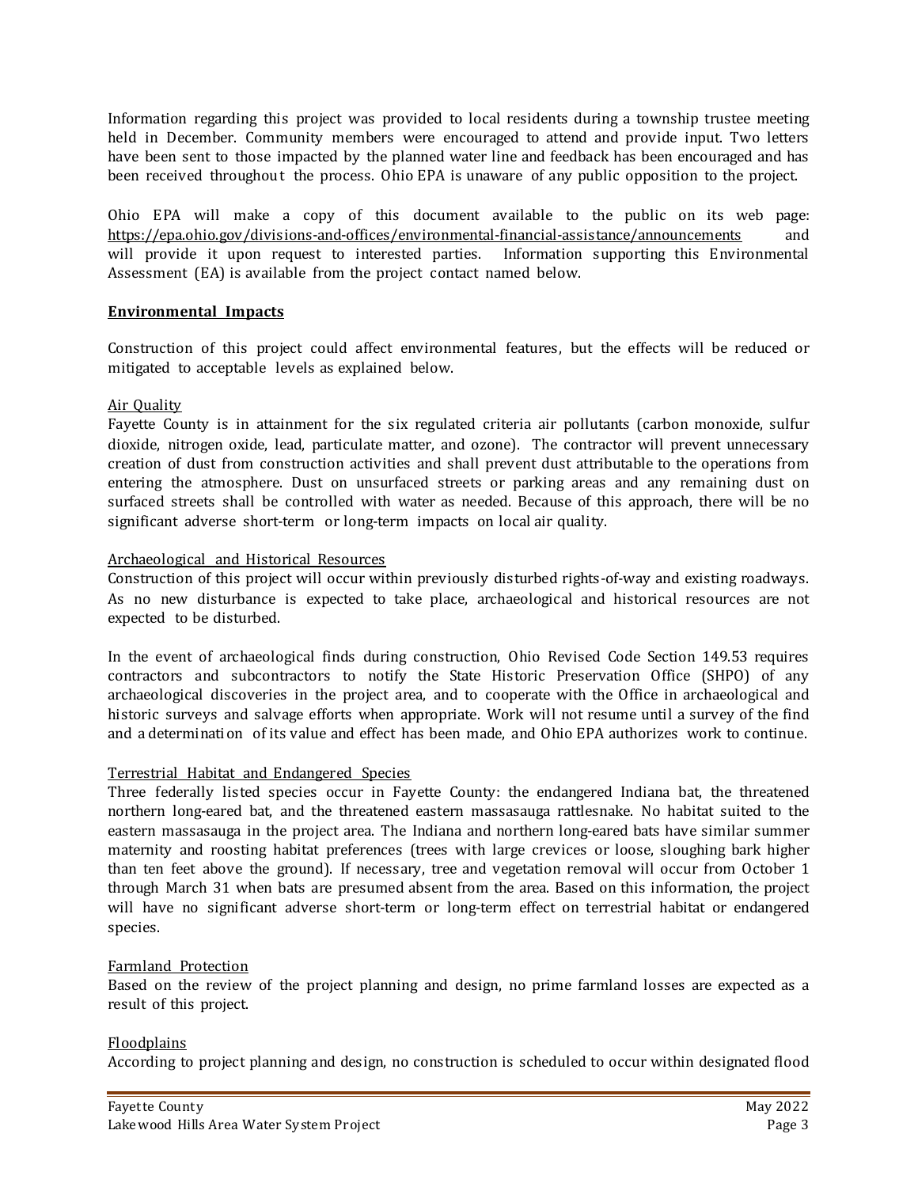Information regarding this project was provided to local residents during a township trustee meeting held in December. Community members were encouraged to attend and provide input. Two letters have been sent to those impacted by the planned water line and feedback has been encouraged and has been received throughout the process. Ohio EPA is unaware of any public opposition to the project.

Ohio EPA will make a copy of this document available to the public on its web page: https://epa.ohio.gov/divisions-and-offices/environmental-financial-assistance/announcements and will provide it upon request to interested parties. Information supporting this Environmental Assessment (EA) is available from the project contact named below.

## Environmental Impacts

Construction of this project could affect environmental features, but the effects will be reduced or mitigated to acceptable levels as explained below.

### Air Quality

Fayette County is in attainment for the six regulated criteria air pollutants (carbon monoxide, sulfur dioxide, nitrogen oxide, lead, particulate matter, and ozone). The contractor will prevent unnecessary creation of dust from construction activities and shall prevent dust attributable to the operations from entering the atmosphere. Dust on unsurfaced streets or parking areas and any remaining dust on surfaced streets shall be controlled with water as needed. Because of this approach, there will be no significant adverse short-term or long-term impacts on local air quality.

### Archaeological and Historical Resources

Construction of this project will occur within previously disturbed rights-of-way and existing roadways. As no new disturbance is expected to take place, archaeological and historical resources are not expected to be disturbed.

In the event of archaeological finds during construction, Ohio Revised Code Section 149.53 requires contractors and subcontractors to notify the State Historic Preservation Office (SHPO) of any archaeological discoveries in the project area, and to cooperate with the Office in archaeological and historic surveys and salvage efforts when appropriate. Work will not resume until a survey of the find and a determination of its value and effect has been made, and Ohio EPA authorizes work to continue.

### Terrestrial Habitat and Endangered Species

Three federally listed species occur in Fayette County: the endangered Indiana bat, the threatened northern long-eared bat, and the threatened eastern massasauga rattlesnake. No habitat suited to the eastern massasauga in the project area. The Indiana and northern long-eared bats have similar summer maternity and roosting habitat preferences (trees with large crevices or loose, sloughing bark higher than ten feet above the ground). If necessary, tree and vegetation removal will occur from October 1 through March 31 when bats are presumed absent from the area. Based on this information, the project will have no significant adverse short-term or long-term effect on terrestrial habitat or endangered species.

### Farmland Protection

Based on the review of the project planning and design, no prime farmland losses are expected as a result of this project.

### Floodplains

According to project planning and design, no construction is scheduled to occur within designated flood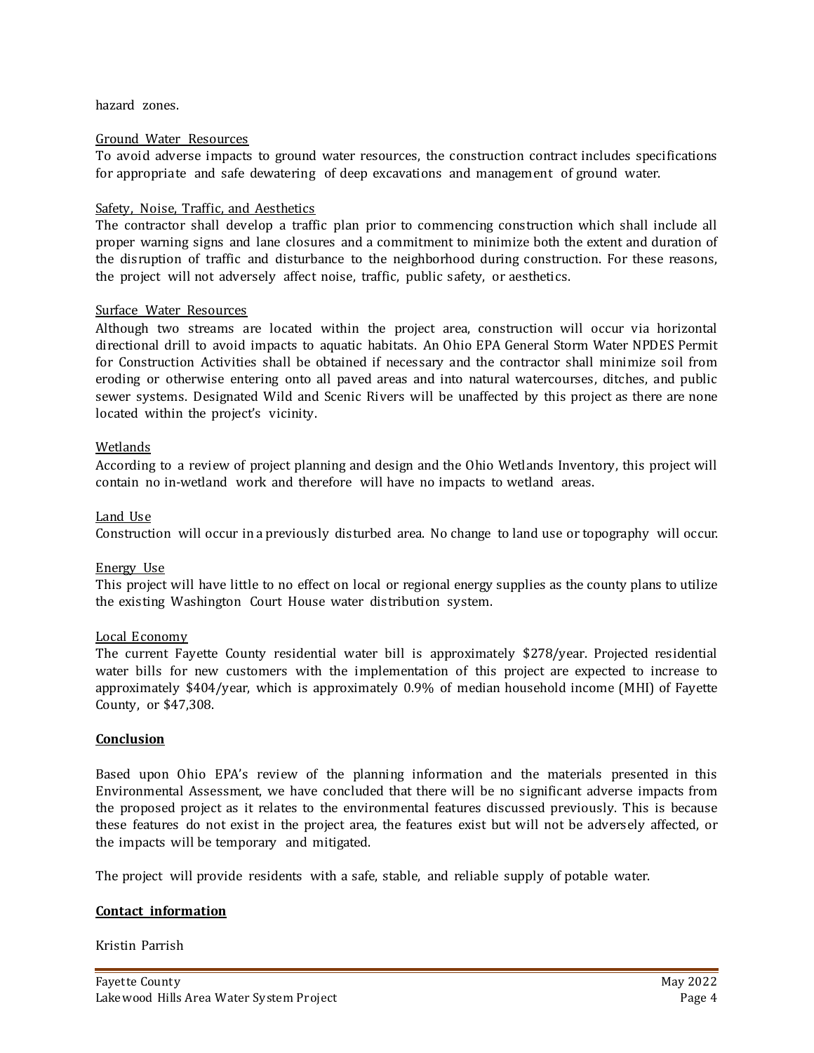hazard zones.

Ground Water Resources

To avoid adverse impacts to ground water resources, the construction contract includes specifications for appropriate and safe dewatering of deep excavations and management of ground water.

Safety, Noise, Traffic, and Aesthetics

The contractor shall develop a traffic plan prior to commencing construction which shall include all proper warning signs and lane closures and a commitment to minimize both the extent and duration of the disruption of traffic and disturbance to the neighborhood during construction. For these reasons, the project will not adversely affect noise, traffic, public safety, or aesthetics.

Surface Water Resources

Although two streams are located within the project area, construction will occur via horizontal directional drill to avoid impacts to aquatic habitats. An Ohio EPA General Storm Water NPDES Permit for Construction Activities shall be obtained if necessary and the contractor shall minimize soil from eroding or otherwise entering onto all paved areas and into natural watercourses, ditches, and public sewer systems. Designated Wild and Scenic Rivers will be unaffected by this project as there are none located within the project's vicinity.

Wetlands

According to a review of project planning and design and the Ohio Wetlands Inventory, this project will contain no in-wetland work and therefore will have no impacts to wetland areas.

Land Use

Construction will occur in a previously disturbed area. No change to land use or topography will occur.

Energy Use

This project will have little to no effect on local or regional energy supplies as the county plans to utilize the existing Washington Court House water distribution system.

Local Economy

The current Fayette County residential water bill is approximately $278/year. Projected residential water bills for new customers with the implementation of this project are expected to increase to approximately $404/year, which is approximately 0.9% of median household income (MHI) of Fayette County, or $47,308.

**Conclusion**

Based upon Ohio EPA's review of the planning information and the materials presented in this Environmental Assessment, we have concluded that there will be no significant adverse impacts from the proposed project as it relates to the environmental features discussed previously. This is because these features do not exist in the project area, the features exist but will not be adversely affected, or the impacts will be temporary and mitigated.

The project will provide residents with a safe, stable, and reliable supply of potable water.

**Contact information**

Kristin Parrish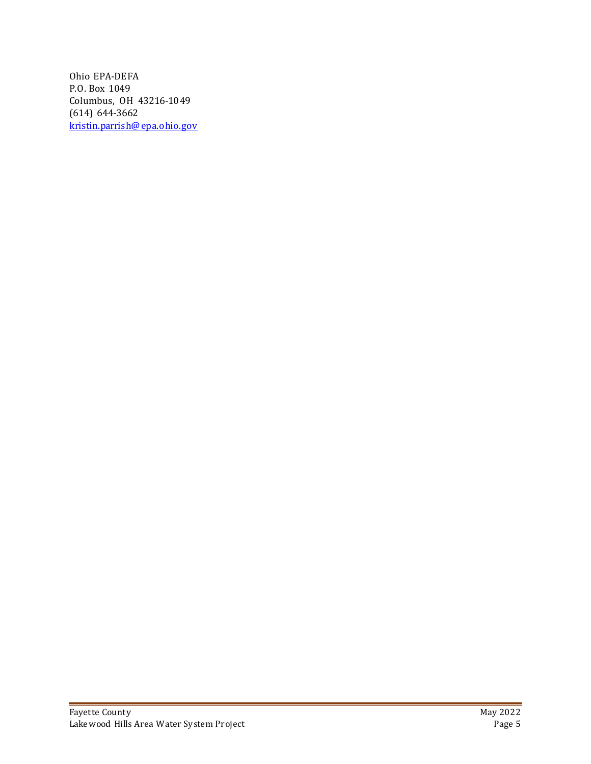Ohio EPA-DEFA
P.O. Box 1049
Columbus, OH 43216-1049
(614) 644-3662
kristin.parrish@epa.ohio.gov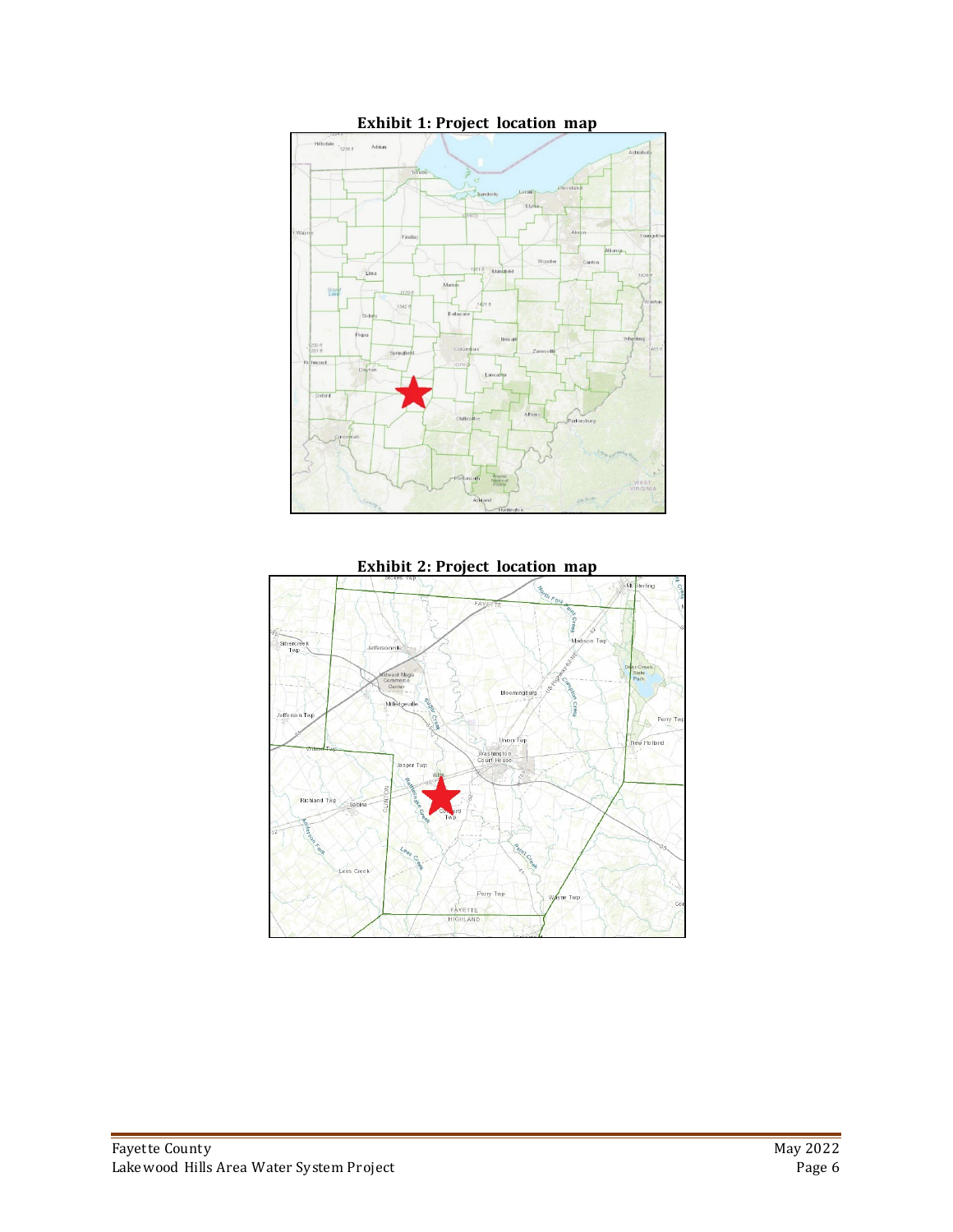**Exhibit 1: Project location map**

**Exhibit 2: Project location map**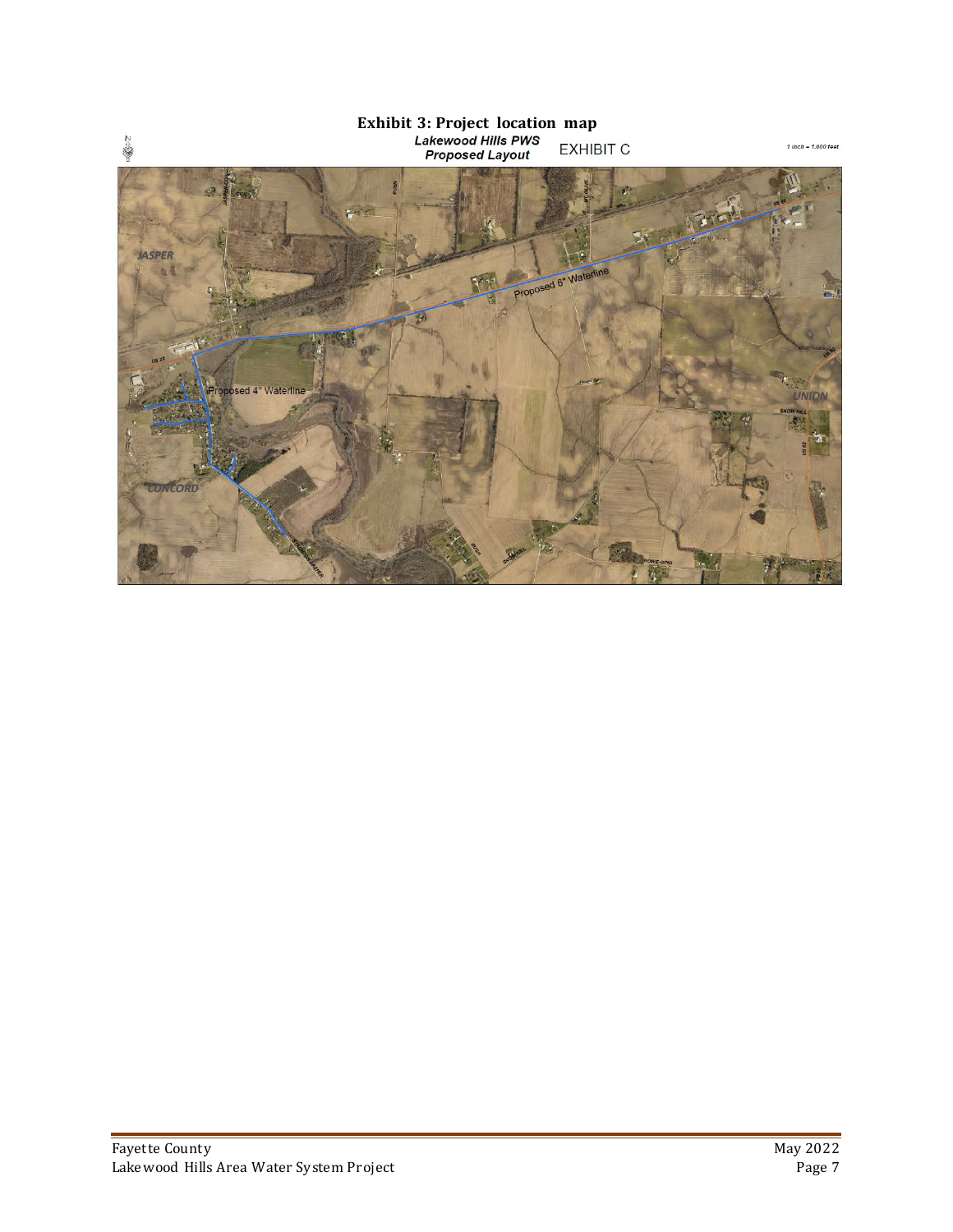**Exhibit 3: Project location map**

*Lakewood Hills PWS*
*Proposed Layout*

EXHIBIT C

1 inch = 1,000 feet

JASPER

US 22

Proposed 6" Waterline

Proposed 4" Waterline

CONCORD

UNION

SNOW HILL

US 62

ROWE-GING